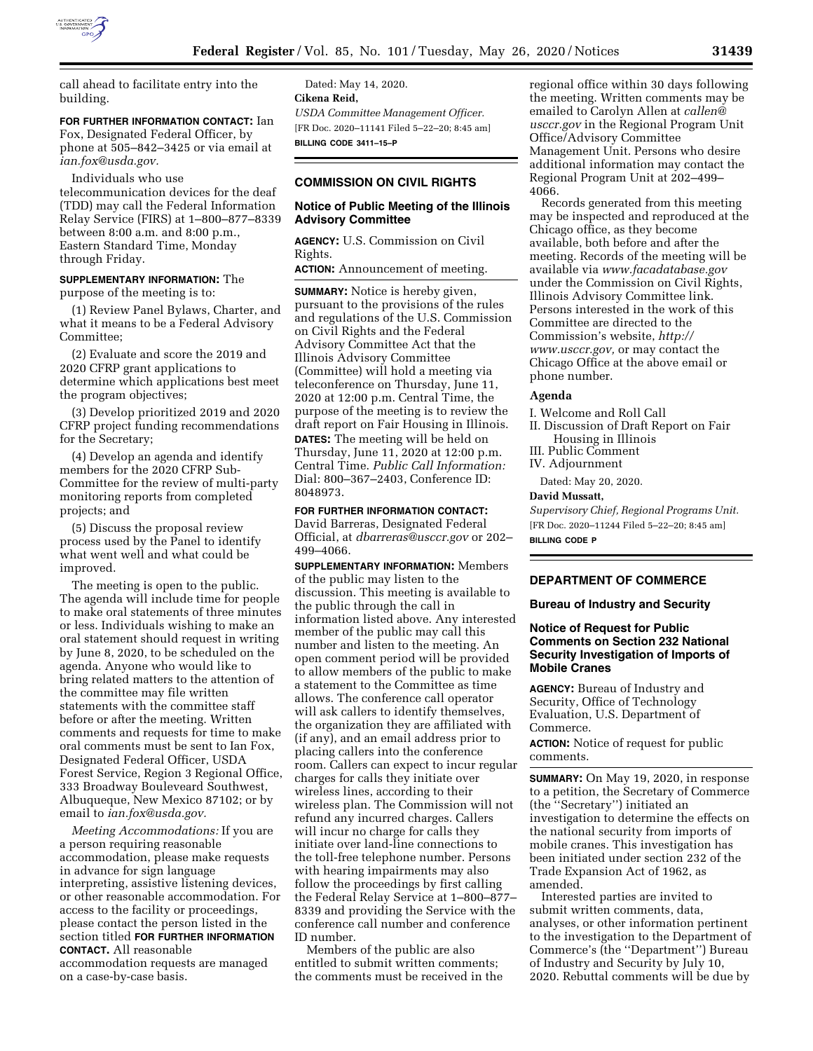call ahead to facilitate entry into the building.

**FOR FURTHER INFORMATION CONTACT:** Ian Fox, Designated Federal Officer, by phone at 505–842–3425 or via email at *ian.fox@usda.gov.*

Individuals who use telecommunication devices for the deaf (TDD) may call the Federal Information Relay Service (FIRS) at 1–800–877–8339 between 8:00 a.m. and 8:00 p.m., Eastern Standard Time, Monday through Friday.

**SUPPLEMENTARY INFORMATION:** The purpose of the meeting is to:

(1) Review Panel Bylaws, Charter, and what it means to be a Federal Advisory Committee;

(2) Evaluate and score the 2019 and 2020 CFRP grant applications to determine which applications best meet the program objectives;

(3) Develop prioritized 2019 and 2020 CFRP project funding recommendations for the Secretary;

(4) Develop an agenda and identify members for the 2020 CFRP Sub-Committee for the review of multi-party monitoring reports from completed projects; and

(5) Discuss the proposal review process used by the Panel to identify what went well and what could be improved.

The meeting is open to the public. The agenda will include time for people to make oral statements of three minutes or less. Individuals wishing to make an oral statement should request in writing by June 8, 2020, to be scheduled on the agenda. Anyone who would like to bring related matters to the attention of the committee may file written statements with the committee staff before or after the meeting. Written comments and requests for time to make oral comments must be sent to Ian Fox, Designated Federal Officer, USDA Forest Service, Region 3 Regional Office, 333 Broadway Bouleveard Southwest, Albuqueque, New Mexico 87102; or by email to *ian.fox@usda.gov.*

*Meeting Accommodations:* If you are a person requiring reasonable accommodation, please make requests in advance for sign language interpreting, assistive listening devices, or other reasonable accommodation. For access to the facility or proceedings, please contact the person listed in the section titled **FOR FURTHER INFORMATION CONTACT.** All reasonable accommodation requests are managed on a case-by-case basis.

Dated: May 14, 2020.

**Cikena Reid,**

*USDA Committee Management Officer.*

[FR Doc. 2020–11141 Filed 5–22–20; 8:45 am]

**BILLING CODE 3411–15–P**

## COMMISSION ON CIVIL RIGHTS

### Notice of Public Meeting of the Illinois Advisory Committee

**AGENCY:** U.S. Commission on Civil Rights.

**ACTION:** Announcement of meeting.

**SUMMARY:** Notice is hereby given, pursuant to the provisions of the rules and regulations of the U.S. Commission on Civil Rights and the Federal Advisory Committee Act that the Illinois Advisory Committee (Committee) will hold a meeting via teleconference on Thursday, June 11, 2020 at 12:00 p.m. Central Time, the purpose of the meeting is to review the draft report on Fair Housing in Illinois.

**DATES:** The meeting will be held on Thursday, June 11, 2020 at 12:00 p.m. Central Time. *Public Call Information:* Dial: 800–367–2403, Conference ID: 8048973.

**FOR FURTHER INFORMATION CONTACT:** David Barreras, Designated Federal Official, at *dbarreras@usccr.gov* or 202–499–4066.

**SUPPLEMENTARY INFORMATION:** Members of the public may listen to the discussion. This meeting is available to the public through the call in information listed above. Any interested member of the public may call this number and listen to the meeting. An open comment period will be provided to allow members of the public to make a statement to the Committee as time allows. The conference call operator will ask callers to identify themselves, the organization they are affiliated with (if any), and an email address prior to placing callers into the conference room. Callers can expect to incur regular charges for calls they initiate over wireless lines, according to their wireless plan. The Commission will not refund any incurred charges. Callers will incur no charge for calls they initiate over land-line connections to the toll-free telephone number. Persons with hearing impairments may also follow the proceedings by first calling the Federal Relay Service at 1–800–877–8339 and providing the Service with the conference call number and conference ID number.

Members of the public are also entitled to submit written comments; the comments must be received in the regional office within 30 days following the meeting. Written comments may be emailed to Carolyn Allen at *callen@usccr.gov* in the Regional Program Unit Office/Advisory Committee Management Unit. Persons who desire additional information may contact the Regional Program Unit at 202–499–4066.

Records generated from this meeting may be inspected and reproduced at the Chicago office, as they become available, both before and after the meeting. Records of the meeting will be available via *www.facadatabase.gov* under the Commission on Civil Rights, Illinois Advisory Committee link. Persons interested in the work of this Committee are directed to the Commission's website, *http://www.usccr.gov,* or may contact the Chicago Office at the above email or phone number.

#### Agenda

I. Welcome and Roll Call
II. Discussion of Draft Report on Fair Housing in Illinois
III. Public Comment
IV. Adjournment

Dated: May 20, 2020.

**David Mussatt,**

*Supervisory Chief, Regional Programs Unit.*

[FR Doc. 2020–11244 Filed 5–22–20; 8:45 am]

**BILLING CODE P**

## DEPARTMENT OF COMMERCE

### Bureau of Industry and Security

### Notice of Request for Public Comments on Section 232 National Security Investigation of Imports of Mobile Cranes

**AGENCY:** Bureau of Industry and Security, Office of Technology Evaluation, U.S. Department of Commerce.

**ACTION:** Notice of request for public comments.

**SUMMARY:** On May 19, 2020, in response to a petition, the Secretary of Commerce (the ''Secretary'') initiated an investigation to determine the effects on the national security from imports of mobile cranes. This investigation has been initiated under section 232 of the Trade Expansion Act of 1962, as amended.

Interested parties are invited to submit written comments, data, analyses, or other information pertinent to the investigation to the Department of Commerce's (the ''Department'') Bureau of Industry and Security by July 10, 2020. Rebuttal comments will be due by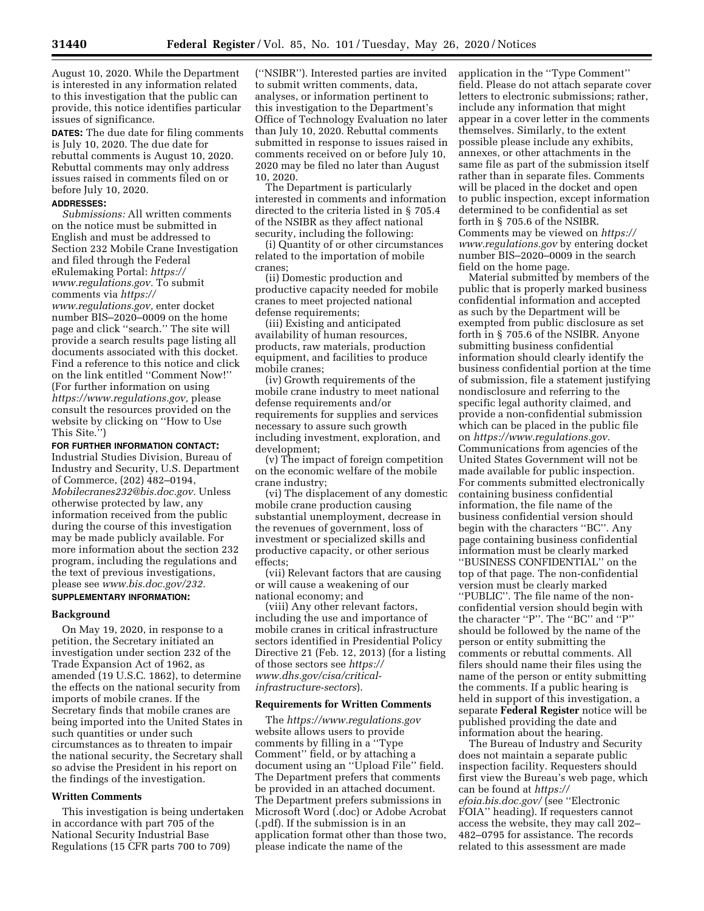August 10, 2020. While the Department is interested in any information related to this investigation that the public can provide, this notice identifies particular issues of significance.

**DATES:** The due date for filing comments is July 10, 2020. The due date for rebuttal comments is August 10, 2020. Rebuttal comments may only address issues raised in comments filed on or before July 10, 2020.

**ADDRESSES:**

*Submissions:* All written comments on the notice must be submitted in English and must be addressed to Section 232 Mobile Crane Investigation and filed through the Federal eRulemaking Portal: *https://www.regulations.gov.* To submit comments via *https://www.regulations.gov,* enter docket number BIS–2020–0009 on the home page and click ''search.'' The site will provide a search results page listing all documents associated with this docket. Find a reference to this notice and click on the link entitled ''Comment Now!'' (For further information on using *https://www.regulations.gov,* please consult the resources provided on the website by clicking on ''How to Use This Site.'')

**FOR FURTHER INFORMATION CONTACT:** Industrial Studies Division, Bureau of Industry and Security, U.S. Department of Commerce, (202) 482–0194, *Mobilecranes232@bis.doc.gov.* Unless otherwise protected by law, any information received from the public during the course of this investigation may be made publicly available. For more information about the section 232 program, including the regulations and the text of previous investigations, please see *www.bis.doc.gov/232.*

**SUPPLEMENTARY INFORMATION:**

## Background

On May 19, 2020, in response to a petition, the Secretary initiated an investigation under section 232 of the Trade Expansion Act of 1962, as amended (19 U.S.C. 1862), to determine the effects on the national security from imports of mobile cranes. If the Secretary finds that mobile cranes are being imported into the United States in such quantities or under such circumstances as to threaten to impair the national security, the Secretary shall so advise the President in his report on the findings of the investigation.

## Written Comments

This investigation is being undertaken in accordance with part 705 of the National Security Industrial Base Regulations (15 CFR parts 700 to 709) (''NSIBR''). Interested parties are invited to submit written comments, data, analyses, or information pertinent to this investigation to the Department's Office of Technology Evaluation no later than July 10, 2020. Rebuttal comments submitted in response to issues raised in comments received on or before July 10, 2020 may be filed no later than August 10, 2020.

The Department is particularly interested in comments and information directed to the criteria listed in § 705.4 of the NSIBR as they affect national security, including the following:

(i) Quantity of or other circumstances related to the importation of mobile cranes;

(ii) Domestic production and productive capacity needed for mobile cranes to meet projected national defense requirements;

(iii) Existing and anticipated availability of human resources, products, raw materials, production equipment, and facilities to produce mobile cranes;

(iv) Growth requirements of the mobile crane industry to meet national defense requirements and/or requirements for supplies and services necessary to assure such growth including investment, exploration, and development;

(v) The impact of foreign competition on the economic welfare of the mobile crane industry;

(vi) The displacement of any domestic mobile crane production causing substantial unemployment, decrease in the revenues of government, loss of investment or specialized skills and productive capacity, or other serious effects;

(vii) Relevant factors that are causing or will cause a weakening of our national economy; and

(viii) Any other relevant factors, including the use and importance of mobile cranes in critical infrastructure sectors identified in Presidential Policy Directive 21 (Feb. 12, 2013) (for a listing of those sectors see *https://www.dhs.gov/cisa/critical-infrastructure-sectors*).

## Requirements for Written Comments

The *https://www.regulations.gov* website allows users to provide comments by filling in a ''Type Comment'' field, or by attaching a document using an ''Upload File'' field. The Department prefers that comments be provided in an attached document. The Department prefers submissions in Microsoft Word (.doc) or Adobe Acrobat (.pdf). If the submission is in an application format other than those two, please indicate the name of the application in the ''Type Comment'' field. Please do not attach separate cover letters to electronic submissions; rather, include any information that might appear in a cover letter in the comments themselves. Similarly, to the extent possible please include any exhibits, annexes, or other attachments in the same file as part of the submission itself rather than in separate files. Comments will be placed in the docket and open to public inspection, except information determined to be confidential as set forth in § 705.6 of the NSIBR. Comments may be viewed on *https://www.regulations.gov* by entering docket number BIS–2020–0009 in the search field on the home page.

Material submitted by members of the public that is properly marked business confidential information and accepted as such by the Department will be exempted from public disclosure as set forth in § 705.6 of the NSIBR. Anyone submitting business confidential information should clearly identify the business confidential portion at the time of submission, file a statement justifying nondisclosure and referring to the specific legal authority claimed, and provide a non-confidential submission which can be placed in the public file on *https://www.regulations.gov.* Communications from agencies of the United States Government will not be made available for public inspection. For comments submitted electronically containing business confidential information, the file name of the business confidential version should begin with the characters ''BC''. Any page containing business confidential information must be clearly marked ''BUSINESS CONFIDENTIAL'' on the top of that page. The non-confidential version must be clearly marked ''PUBLIC''. The file name of the non-confidential version should begin with the character ''P''. The ''BC'' and ''P'' should be followed by the name of the person or entity submitting the comments or rebuttal comments. All filers should name their files using the name of the person or entity submitting the comments. If a public hearing is held in support of this investigation, a separate **Federal Register** notice will be published providing the date and information about the hearing.

The Bureau of Industry and Security does not maintain a separate public inspection facility. Requesters should first view the Bureau's web page, which can be found at *https://efoia.bis.doc.gov/* (see ''Electronic FOIA'' heading). If requesters cannot access the website, they may call 202–482–0795 for assistance. The records related to this assessment are made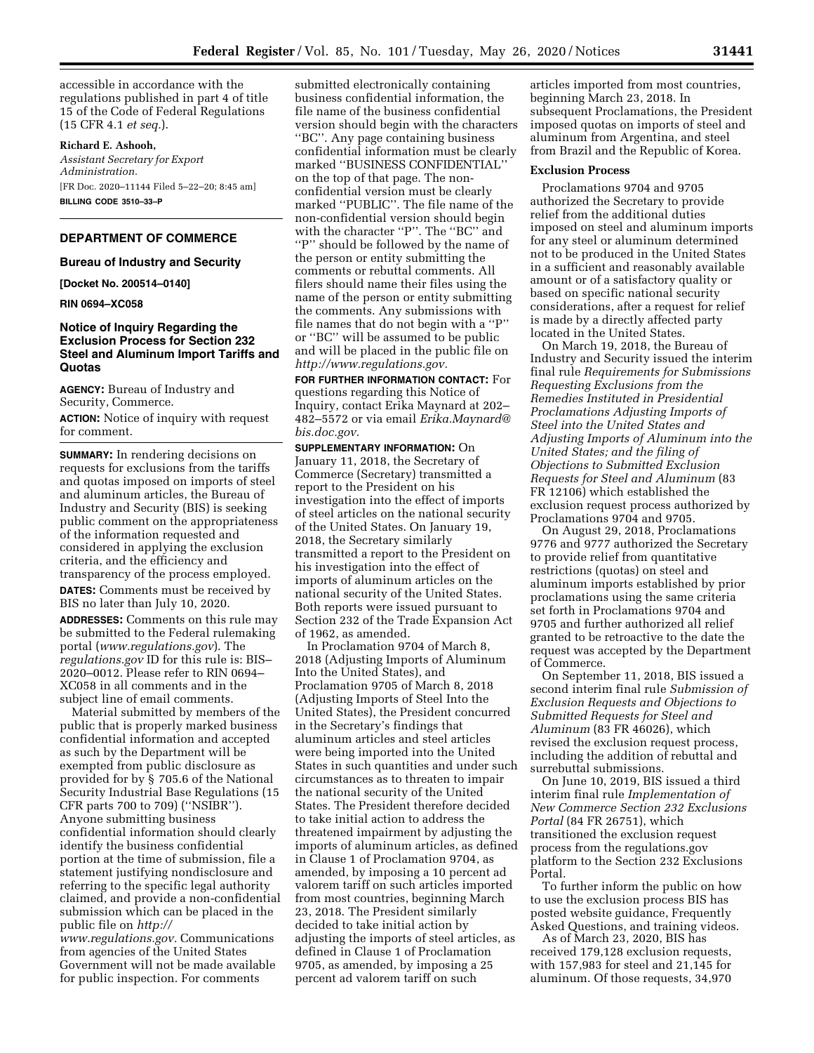accessible in accordance with the regulations published in part 4 of title 15 of the Code of Federal Regulations (15 CFR 4.1 *et seq.*).

**Richard E. Ashooh,**

*Assistant Secretary for Export Administration.*

[FR Doc. 2020–11144 Filed 5–22–20; 8:45 am]

**BILLING CODE 3510–33–P**

---

## DEPARTMENT OF COMMERCE

### Bureau of Industry and Security

**[Docket No. 200514–0140]**

**RIN 0694–XC058**

### Notice of Inquiry Regarding the Exclusion Process for Section 232 Steel and Aluminum Import Tariffs and Quotas

**AGENCY:** Bureau of Industry and Security, Commerce.

**ACTION:** Notice of inquiry with request for comment.

**SUMMARY:** In rendering decisions on requests for exclusions from the tariffs and quotas imposed on imports of steel and aluminum articles, the Bureau of Industry and Security (BIS) is seeking public comment on the appropriateness of the information requested and considered in applying the exclusion criteria, and the efficiency and transparency of the process employed.

**DATES:** Comments must be received by BIS no later than July 10, 2020.

**ADDRESSES:** Comments on this rule may be submitted to the Federal rulemaking portal (*www.regulations.gov*). The *regulations.gov* ID for this rule is: BIS–2020–0012. Please refer to RIN 0694–XC058 in all comments and in the subject line of email comments.

Material submitted by members of the public that is properly marked business confidential information and accepted as such by the Department will be exempted from public disclosure as provided for by § 705.6 of the National Security Industrial Base Regulations (15 CFR parts 700 to 709) (''NSIBR''). Anyone submitting business confidential information should clearly identify the business confidential portion at the time of submission, file a statement justifying nondisclosure and referring to the specific legal authority claimed, and provide a non-confidential submission which can be placed in the public file on *http://www.regulations.gov*. Communications from agencies of the United States Government will not be made available for public inspection. For comments submitted electronically containing business confidential information, the file name of the business confidential version should begin with the characters ''BC''. Any page containing business confidential information must be clearly marked ''BUSINESS CONFIDENTIAL'' on the top of that page. The non-confidential version must be clearly marked ''PUBLIC''. The file name of the non-confidential version should begin with the character ''P''. The ''BC'' and ''P'' should be followed by the name of the person or entity submitting the comments or rebuttal comments. All filers should name their files using the name of the person or entity submitting the comments. Any submissions with file names that do not begin with a ''P'' or ''BC'' will be assumed to be public and will be placed in the public file on *http://www.regulations.gov*.

**FOR FURTHER INFORMATION CONTACT:** For questions regarding this Notice of Inquiry, contact Erika Maynard at 202–482–5572 or via email *Erika.Maynard@bis.doc.gov*.

**SUPPLEMENTARY INFORMATION:** On January 11, 2018, the Secretary of Commerce (Secretary) transmitted a report to the President on his investigation into the effect of imports of steel articles on the national security of the United States. On January 19, 2018, the Secretary similarly transmitted a report to the President on his investigation into the effect of imports of aluminum articles on the national security of the United States. Both reports were issued pursuant to Section 232 of the Trade Expansion Act of 1962, as amended.

In Proclamation 9704 of March 8, 2018 (Adjusting Imports of Aluminum Into the United States), and Proclamation 9705 of March 8, 2018 (Adjusting Imports of Steel Into the United States), the President concurred in the Secretary's findings that aluminum articles and steel articles were being imported into the United States in such quantities and under such circumstances as to threaten to impair the national security of the United States. The President therefore decided to take initial action to address the threatened impairment by adjusting the imports of aluminum articles, as defined in Clause 1 of Proclamation 9704, as amended, by imposing a 10 percent ad valorem tariff on such articles imported from most countries, beginning March 23, 2018. The President similarly decided to take initial action by adjusting the imports of steel articles, as defined in Clause 1 of Proclamation 9705, as amended, by imposing a 25 percent ad valorem tariff on such articles imported from most countries, beginning March 23, 2018. In subsequent Proclamations, the President imposed quotas on imports of steel and aluminum from Argentina, and steel from Brazil and the Republic of Korea.

**Exclusion Process**

Proclamations 9704 and 9705 authorized the Secretary to provide relief from the additional duties imposed on steel and aluminum imports for any steel or aluminum determined not to be produced in the United States in a sufficient and reasonably available amount or of a satisfactory quality or based on specific national security considerations, after a request for relief is made by a directly affected party located in the United States.

On March 19, 2018, the Bureau of Industry and Security issued the interim final rule *Requirements for Submissions Requesting Exclusions from the Remedies Instituted in Presidential Proclamations Adjusting Imports of Steel into the United States and Adjusting Imports of Aluminum into the United States; and the filing of Objections to Submitted Exclusion Requests for Steel and Aluminum* (83 FR 12106) which established the exclusion request process authorized by Proclamations 9704 and 9705.

On August 29, 2018, Proclamations 9776 and 9777 authorized the Secretary to provide relief from quantitative restrictions (quotas) on steel and aluminum imports established by prior proclamations using the same criteria set forth in Proclamations 9704 and 9705 and further authorized all relief granted to be retroactive to the date the request was accepted by the Department of Commerce.

On September 11, 2018, BIS issued a second interim final rule *Submission of Exclusion Requests and Objections to Submitted Requests for Steel and Aluminum* (83 FR 46026), which revised the exclusion request process, including the addition of rebuttal and surrebuttal submissions.

On June 10, 2019, BIS issued a third interim final rule *Implementation of New Commerce Section 232 Exclusions Portal* (84 FR 26751), which transitioned the exclusion request process from the regulations.gov platform to the Section 232 Exclusions Portal.

To further inform the public on how to use the exclusion process BIS has posted website guidance, Frequently Asked Questions, and training videos.

As of March 23, 2020, BIS has received 179,128 exclusion requests, with 157,983 for steel and 21,145 for aluminum. Of those requests, 34,970